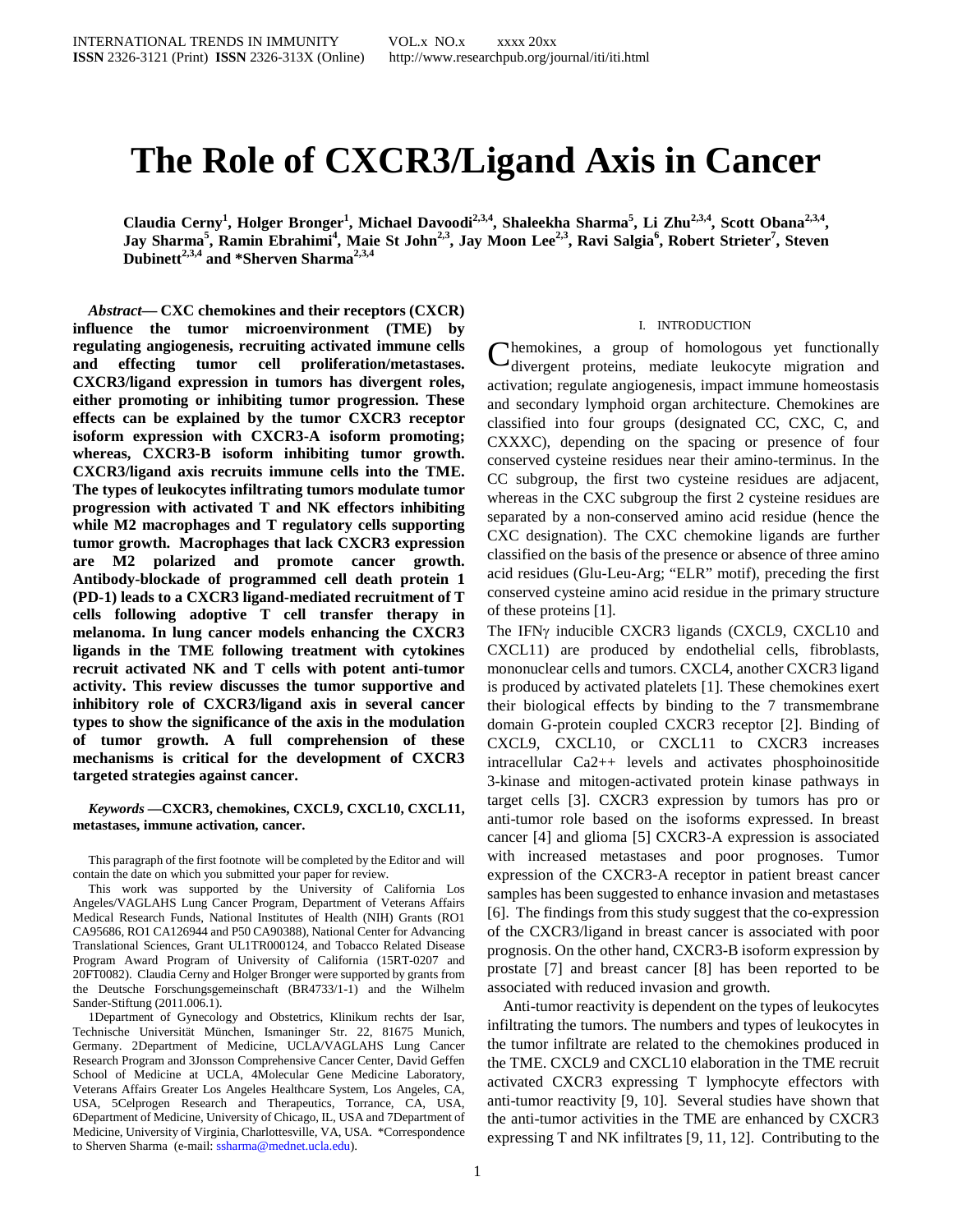# The Role of CXCR3/Ligand Axis in Cancer

**Claudia Cerny[1], Holger Bronger[1], Michael Davoodi[2,3,4], Shaleekha Sharma[5], Li Zhu[2,3,4], Scott Obana[2,3,4], Jay Sharma[5], Ramin Ebrahimi[4], Maie St John[2,3], Jay Moon Lee[2,3], Ravi Salgia[6], Robert Strieter[7], Steven Dubinett[2,3,4] and *Sherven Sharma[2,3,4]**

***Abstract*— CXC chemokines and their receptors (CXCR) influence the tumor microenvironment (TME) by regulating angiogenesis, recruiting activated immune cells and effecting tumor cell proliferation/metastases. CXCR3/ligand expression in tumors has divergent roles, either promoting or inhibiting tumor progression. These effects can be explained by the tumor CXCR3 receptor isoform expression with CXCR3-A isoform promoting; whereas, CXCR3-B isoform inhibiting tumor growth. CXCR3/ligand axis recruits immune cells into the TME. The types of leukocytes infiltrating tumors modulate tumor progression with activated T and NK effectors inhibiting while M2 macrophages and T regulatory cells supporting tumor growth. Macrophages that lack CXCR3 expression are M2 polarized and promote cancer growth. Antibody-blockade of programmed cell death protein 1 (PD-1) leads to a CXCR3 ligand-mediated recruitment of T cells following adoptive T cell transfer therapy in melanoma. In lung cancer models enhancing the CXCR3 ligands in the TME following treatment with cytokines recruit activated NK and T cells with potent anti-tumor activity. This review discusses the tumor supportive and inhibitory role of CXCR3/ligand axis in several cancer types to show the significance of the axis in the modulation of tumor growth. A full comprehension of these mechanisms is critical for the development of CXCR3 targeted strategies against cancer.**

***Keywords* —CXCR3, chemokines, CXCL9, CXCL10, CXCL11, metastases, immune activation, cancer.**

This paragraph of the first footnote will be completed by the Editor and will contain the date on which you submitted your paper for review.

This work was supported by the University of California Los Angeles/VAGLAHS Lung Cancer Program, Department of Veterans Affairs Medical Research Funds, National Institutes of Health (NIH) Grants (RO1 CA95686, RO1 CA126944 and P50 CA90388), National Center for Advancing Translational Sciences, Grant UL1TR000124, and Tobacco Related Disease Program Award Program of University of California (15RT-0207 and 20FT0082). Claudia Cerny and Holger Bronger were supported by grants from the Deutsche Forschungsgemeinschaft (BR4733/1-1) and the Wilhelm Sander-Stiftung (2011.006.1).

1Department of Gynecology and Obstetrics, Klinikum rechts der Isar, Technische Universität München, Ismaninger Str. 22, 81675 Munich, Germany. 2Department of Medicine, UCLA/VAGLAHS Lung Cancer Research Program and 3Jonsson Comprehensive Cancer Center, David Geffen School of Medicine at UCLA, 4Molecular Gene Medicine Laboratory, Veterans Affairs Greater Los Angeles Healthcare System, Los Angeles, CA, USA, 5Celprogen Research and Therapeutics, Torrance, CA, USA, 6Department of Medicine, University of Chicago, IL, USA and 7Department of Medicine, University of Virginia, Charlottesville, VA, USA. *Correspondence to Sherven Sharma (e-mail: ssharma@mednet.ucla.edu).

## I. INTRODUCTION

Chemokines, a group of homologous yet functionally divergent proteins, mediate leukocyte migration and activation; regulate angiogenesis, impact immune homeostasis and secondary lymphoid organ architecture. Chemokines are classified into four groups (designated CC, CXC, C, and CXXXC), depending on the spacing or presence of four conserved cysteine residues near their amino-terminus. In the CC subgroup, the first two cysteine residues are adjacent, whereas in the CXC subgroup the first 2 cysteine residues are separated by a non-conserved amino acid residue (hence the CXC designation). The CXC chemokine ligands are further classified on the basis of the presence or absence of three amino acid residues (Glu-Leu-Arg; "ELR" motif), preceding the first conserved cysteine amino acid residue in the primary structure of these proteins [1].

The IFNγ inducible CXCR3 ligands (CXCL9, CXCL10 and CXCL11) are produced by endothelial cells, fibroblasts, mononuclear cells and tumors. CXCL4, another CXCR3 ligand is produced by activated platelets [1]. These chemokines exert their biological effects by binding to the 7 transmembrane domain G-protein coupled CXCR3 receptor [2]. Binding of CXCL9, CXCL10, or CXCL11 to CXCR3 increases intracellular $Ca^{2++}$ levels and activates phosphoinositide 3-kinase and mitogen-activated protein kinase pathways in target cells [3]. CXCR3 expression by tumors has pro or anti-tumor role based on the isoforms expressed. In breast cancer [4] and glioma [5] CXCR3-A expression is associated with increased metastases and poor prognoses. Tumor expression of the CXCR3-A receptor in patient breast cancer samples has been suggested to enhance invasion and metastases [6]. The findings from this study suggest that the co-expression of the CXCR3/ligand in breast cancer is associated with poor prognosis. On the other hand, CXCR3-B isoform expression by prostate [7] and breast cancer [8] has been reported to be associated with reduced invasion and growth.

Anti-tumor reactivity is dependent on the types of leukocytes infiltrating the tumors. The numbers and types of leukocytes in the tumor infiltrate are related to the chemokines produced in the TME. CXCL9 and CXCL10 elaboration in the TME recruit activated CXCR3 expressing T lymphocyte effectors with anti-tumor reactivity [9, 10]. Several studies have shown that the anti-tumor activities in the TME are enhanced by CXCR3 expressing T and NK infiltrates [9, 11, 12]. Contributing to the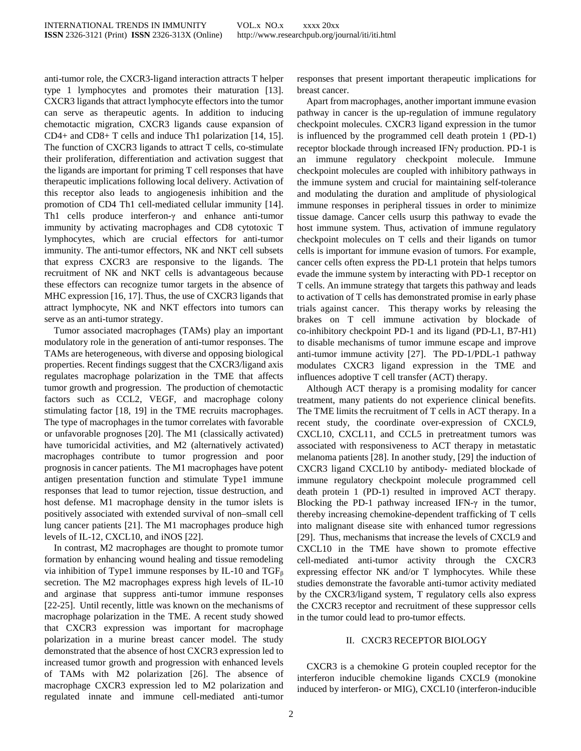anti-tumor role, the CXCR3-ligand interaction attracts T helper type 1 lymphocytes and promotes their maturation [13]. CXCR3 ligands that attract lymphocyte effectors into the tumor can serve as therapeutic agents. In addition to inducing chemotactic migration, CXCR3 ligands cause expansion of CD4+ and CD8+ T cells and induce Th1 polarization [14, 15]. The function of CXCR3 ligands to attract T cells, co-stimulate their proliferation, differentiation and activation suggest that the ligands are important for priming T cell responses that have therapeutic implications following local delivery. Activation of this receptor also leads to angiogenesis inhibition and the promotion of CD4 Th1 cell-mediated cellular immunity [14]. Th1 cells produce interferon-γ and enhance anti-tumor immunity by activating macrophages and CD8 cytotoxic T lymphocytes, which are crucial effectors for anti-tumor immunity. The anti-tumor effectors, NK and NKT cell subsets that express CXCR3 are responsive to the ligands. The recruitment of NK and NKT cells is advantageous because these effectors can recognize tumor targets in the absence of MHC expression [16, 17]. Thus, the use of CXCR3 ligands that attract lymphocyte, NK and NKT effectors into tumors can serve as an anti-tumor strategy.

Tumor associated macrophages (TAMs) play an important modulatory role in the generation of anti-tumor responses. The TAMs are heterogeneous, with diverse and opposing biological properties. Recent findings suggest that the CXCR3/ligand axis regulates macrophage polarization in the TME that affects tumor growth and progression. The production of chemotactic factors such as CCL2, VEGF, and macrophage colony stimulating factor [18, 19] in the TME recruits macrophages. The type of macrophages in the tumor correlates with favorable or unfavorable prognoses [20]. The M1 (classically activated) have tumoricidal activities, and M2 (alternatively activated) macrophages contribute to tumor progression and poor prognosis in cancer patients. The M1 macrophages have potent antigen presentation function and stimulate Type1 immune responses that lead to tumor rejection, tissue destruction, and host defense. M1 macrophage density in the tumor islets is positively associated with extended survival of non–small cell lung cancer patients [21]. The M1 macrophages produce high levels of IL-12, CXCL10, and iNOS [22].

In contrast, M2 macrophages are thought to promote tumor formation by enhancing wound healing and tissue remodeling via inhibition of Type1 immune responses by IL-10 and $TGF_{\beta}$ secretion. The M2 macrophages express high levels of IL-10 and arginase that suppress anti-tumor immune responses [22-25]. Until recently, little was known on the mechanisms of macrophage polarization in the TME. A recent study showed that CXCR3 expression was important for macrophage polarization in a murine breast cancer model. The study demonstrated that the absence of host CXCR3 expression led to increased tumor growth and progression with enhanced levels of TAMs with M2 polarization [26]. The absence of macrophage CXCR3 expression led to M2 polarization and regulated innate and immune cell-mediated anti-tumor responses that present important therapeutic implications for breast cancer.

Apart from macrophages, another important immune evasion pathway in cancer is the up-regulation of immune regulatory checkpoint molecules. CXCR3 ligand expression in the tumor is influenced by the programmed cell death protein 1 (PD-1) receptor blockade through increased IFNγ production. PD-1 is an immune regulatory checkpoint molecule. Immune checkpoint molecules are coupled with inhibitory pathways in the immune system and crucial for maintaining self-tolerance and modulating the duration and amplitude of physiological immune responses in peripheral tissues in order to minimize tissue damage. Cancer cells usurp this pathway to evade the host immune system. Thus, activation of immune regulatory checkpoint molecules on T cells and their ligands on tumor cells is important for immune evasion of tumors. For example, cancer cells often express the PD-L1 protein that helps tumors evade the immune system by interacting with PD-1 receptor on T cells. An immune strategy that targets this pathway and leads to activation of T cells has demonstrated promise in early phase trials against cancer. This therapy works by releasing the brakes on T cell immune activation by blockade of co-inhibitory checkpoint PD-1 and its ligand (PD-L1, B7-H1) to disable mechanisms of tumor immune escape and improve anti-tumor immune activity [27]. The PD-1/PDL-1 pathway modulates CXCR3 ligand expression in the TME and influences adoptive T cell transfer (ACT) therapy.

Although ACT therapy is a promising modality for cancer treatment, many patients do not experience clinical benefits. The TME limits the recruitment of T cells in ACT therapy. In a recent study, the coordinate over-expression of CXCL9, CXCL10, CXCL11, and CCL5 in pretreatment tumors was associated with responsiveness to ACT therapy in metastatic melanoma patients [28]. In another study, [29] the induction of CXCR3 ligand CXCL10 by antibody- mediated blockade of immune regulatory checkpoint molecule programmed cell death protein 1 (PD-1) resulted in improved ACT therapy. Blocking the PD-1 pathway increased IFN-γ in the tumor, thereby increasing chemokine-dependent trafficking of T cells into malignant disease site with enhanced tumor regressions [29]. Thus, mechanisms that increase the levels of CXCL9 and CXCL10 in the TME have shown to promote effective cell-mediated anti-tumor activity through the CXCR3 expressing effector NK and/or T lymphocytes. While these studies demonstrate the favorable anti-tumor activity mediated by the CXCR3/ligand system, T regulatory cells also express the CXCR3 receptor and recruitment of these suppressor cells in the tumor could lead to pro-tumor effects.

## II. CXCR3 RECEPTOR BIOLOGY

CXCR3 is a chemokine G protein coupled receptor for the interferon inducible chemokine ligands CXCL9 (monokine induced by interferon- or MIG), CXCL10 (interferon-inducible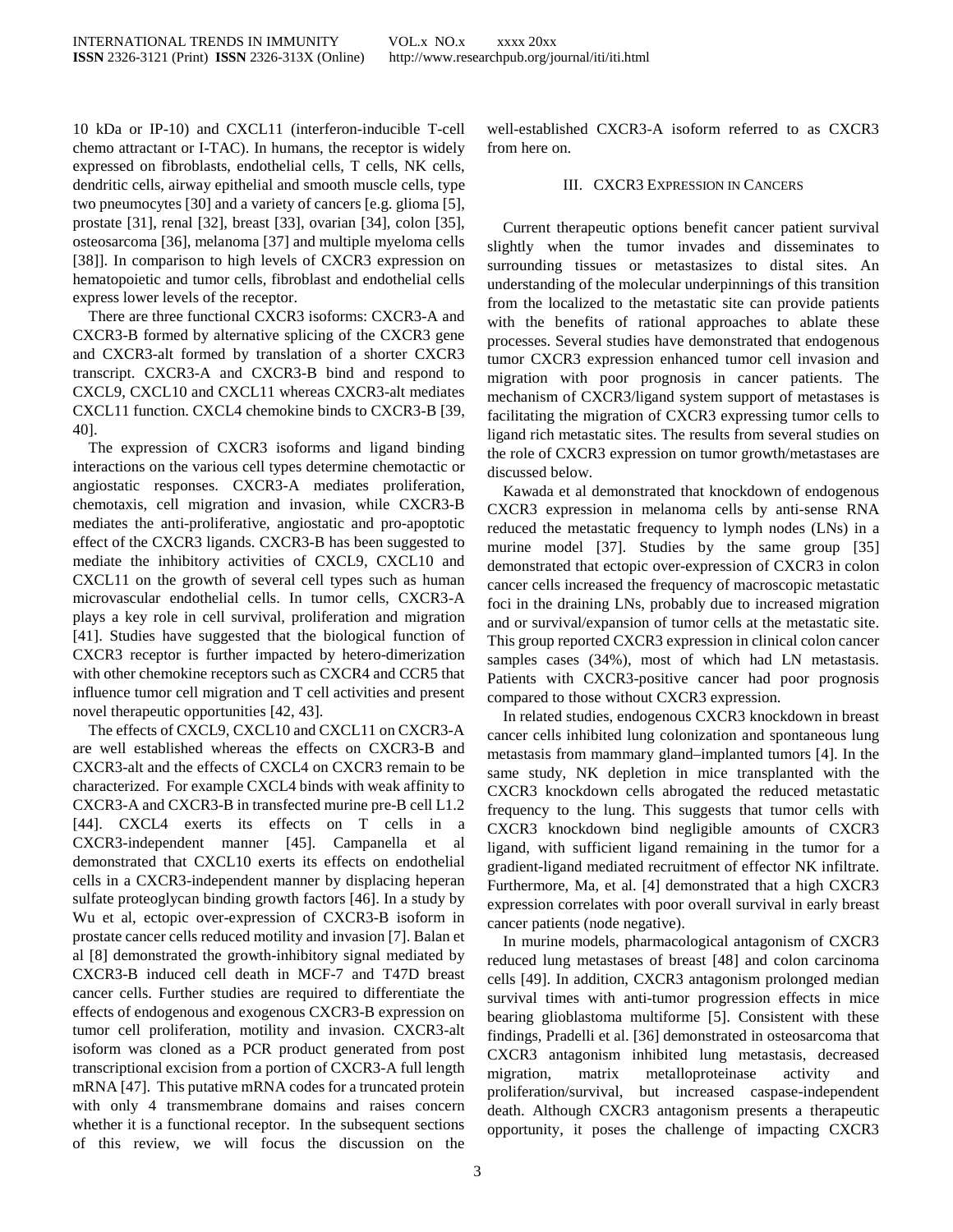10 kDa or IP-10) and CXCL11 (interferon-inducible T-cell chemo attractant or I-TAC). In humans, the receptor is widely expressed on fibroblasts, endothelial cells, T cells, NK cells, dendritic cells, airway epithelial and smooth muscle cells, type two pneumocytes [30] and a variety of cancers [e.g. glioma [5], prostate [31], renal [32], breast [33], ovarian [34], colon [35], osteosarcoma [36], melanoma [37] and multiple myeloma cells [38]]. In comparison to high levels of CXCR3 expression on hematopoietic and tumor cells, fibroblast and endothelial cells express lower levels of the receptor.

There are three functional CXCR3 isoforms: CXCR3-A and CXCR3-B formed by alternative splicing of the CXCR3 gene and CXCR3-alt formed by translation of a shorter CXCR3 transcript. CXCR3-A and CXCR3-B bind and respond to CXCL9, CXCL10 and CXCL11 whereas CXCR3-alt mediates CXCL11 function. CXCL4 chemokine binds to CXCR3-B [39, 40].

The expression of CXCR3 isoforms and ligand binding interactions on the various cell types determine chemotactic or angiostatic responses. CXCR3-A mediates proliferation, chemotaxis, cell migration and invasion, while CXCR3-B mediates the anti-proliferative, angiostatic and pro-apoptotic effect of the CXCR3 ligands. CXCR3-B has been suggested to mediate the inhibitory activities of CXCL9, CXCL10 and CXCL11 on the growth of several cell types such as human microvascular endothelial cells. In tumor cells, CXCR3-A plays a key role in cell survival, proliferation and migration [41]. Studies have suggested that the biological function of CXCR3 receptor is further impacted by hetero-dimerization with other chemokine receptors such as CXCR4 and CCR5 that influence tumor cell migration and T cell activities and present novel therapeutic opportunities [42, 43].

The effects of CXCL9, CXCL10 and CXCL11 on CXCR3-A are well established whereas the effects on CXCR3-B and CXCR3-alt and the effects of CXCL4 on CXCR3 remain to be characterized. For example CXCL4 binds with weak affinity to CXCR3-A and CXCR3-B in transfected murine pre-B cell L1.2 [44]. CXCL4 exerts its effects on T cells in a CXCR3-independent manner [45]. Campanella et al demonstrated that CXCL10 exerts its effects on endothelial cells in a CXCR3-independent manner by displacing heperan sulfate proteoglycan binding growth factors [46]. In a study by Wu et al, ectopic over-expression of CXCR3-B isoform in prostate cancer cells reduced motility and invasion [7]. Balan et al [8] demonstrated the growth-inhibitory signal mediated by CXCR3-B induced cell death in MCF-7 and T47D breast cancer cells. Further studies are required to differentiate the effects of endogenous and exogenous CXCR3-B expression on tumor cell proliferation, motility and invasion. CXCR3-alt isoform was cloned as a PCR product generated from post transcriptional excision from a portion of CXCR3-A full length mRNA [47]. This putative mRNA codes for a truncated protein with only 4 transmembrane domains and raises concern whether it is a functional receptor. In the subsequent sections of this review, we will focus the discussion on the well-established CXCR3-A isoform referred to as CXCR3 from here on.

## III. CXCR3 Expression in Cancers

Current therapeutic options benefit cancer patient survival slightly when the tumor invades and disseminates to surrounding tissues or metastasizes to distal sites. An understanding of the molecular underpinnings of this transition from the localized to the metastatic site can provide patients with the benefits of rational approaches to ablate these processes. Several studies have demonstrated that endogenous tumor CXCR3 expression enhanced tumor cell invasion and migration with poor prognosis in cancer patients. The mechanism of CXCR3/ligand system support of metastases is facilitating the migration of CXCR3 expressing tumor cells to ligand rich metastatic sites. The results from several studies on the role of CXCR3 expression on tumor growth/metastases are discussed below.

Kawada et al demonstrated that knockdown of endogenous CXCR3 expression in melanoma cells by anti-sense RNA reduced the metastatic frequency to lymph nodes (LNs) in a murine model [37]. Studies by the same group [35] demonstrated that ectopic over-expression of CXCR3 in colon cancer cells increased the frequency of macroscopic metastatic foci in the draining LNs, probably due to increased migration and or survival/expansion of tumor cells at the metastatic site. This group reported CXCR3 expression in clinical colon cancer samples cases (34%), most of which had LN metastasis. Patients with CXCR3-positive cancer had poor prognosis compared to those without CXCR3 expression.

In related studies, endogenous CXCR3 knockdown in breast cancer cells inhibited lung colonization and spontaneous lung metastasis from mammary gland–implanted tumors [4]. In the same study, NK depletion in mice transplanted with the CXCR3 knockdown cells abrogated the reduced metastatic frequency to the lung. This suggests that tumor cells with CXCR3 knockdown bind negligible amounts of CXCR3 ligand, with sufficient ligand remaining in the tumor for a gradient-ligand mediated recruitment of effector NK infiltrate. Furthermore, Ma, et al. [4] demonstrated that a high CXCR3 expression correlates with poor overall survival in early breast cancer patients (node negative).

In murine models, pharmacological antagonism of CXCR3 reduced lung metastases of breast [48] and colon carcinoma cells [49]. In addition, CXCR3 antagonism prolonged median survival times with anti-tumor progression effects in mice bearing glioblastoma multiforme [5]. Consistent with these findings, Pradelli et al. [36] demonstrated in osteosarcoma that CXCR3 antagonism inhibited lung metastasis, decreased migration, matrix metalloproteinase activity and proliferation/survival, but increased caspase-independent death. Although CXCR3 antagonism presents a therapeutic opportunity, it poses the challenge of impacting CXCR3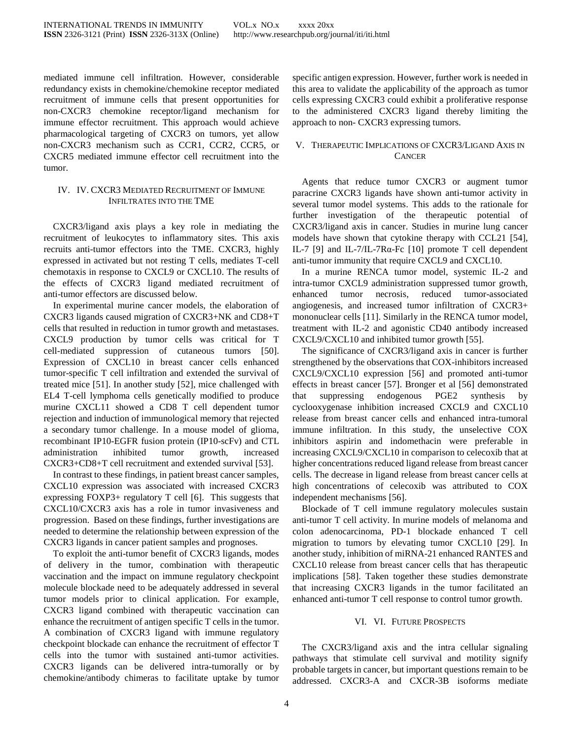mediated immune cell infiltration. However, considerable redundancy exists in chemokine/chemokine receptor mediated recruitment of immune cells that present opportunities for non-CXCR3 chemokine receptor/ligand mechanism for immune effector recruitment. This approach would achieve pharmacological targeting of CXCR3 on tumors, yet allow non-CXCR3 mechanism such as CCR1, CCR2, CCR5, or CXCR5 mediated immune effector cell recruitment into the tumor.

## IV. IV. CXCR3 Mediated Recruitment of Immune Infiltrates into the TME

CXCR3/ligand axis plays a key role in mediating the recruitment of leukocytes to inflammatory sites. This axis recruits anti-tumor effectors into the TME. CXCR3, highly expressed in activated but not resting T cells, mediates T-cell chemotaxis in response to CXCL9 or CXCL10. The results of the effects of CXCR3 ligand mediated recruitment of anti-tumor effectors are discussed below.

In experimental murine cancer models, the elaboration of CXCR3 ligands caused migration of CXCR3+NK and CD8+T cells that resulted in reduction in tumor growth and metastases. CXCL9 production by tumor cells was critical for T cell-mediated suppression of cutaneous tumors [50]. Expression of CXCL10 in breast cancer cells enhanced tumor-specific T cell infiltration and extended the survival of treated mice [51]. In another study [52], mice challenged with EL4 T-cell lymphoma cells genetically modified to produce murine CXCL11 showed a CD8 T cell dependent tumor rejection and induction of immunological memory that rejected a secondary tumor challenge. In a mouse model of glioma, recombinant IP10-EGFR fusion protein (IP10-scFv) and CTL administration inhibited tumor growth, increased CXCR3+CD8+T cell recruitment and extended survival [53].

In contrast to these findings, in patient breast cancer samples, CXCL10 expression was associated with increased CXCR3 expressing FOXP3+ regulatory T cell [6]. This suggests that CXCL10/CXCR3 axis has a role in tumor invasiveness and progression. Based on these findings, further investigations are needed to determine the relationship between expression of the CXCR3 ligands in cancer patient samples and prognoses.

To exploit the anti-tumor benefit of CXCR3 ligands, modes of delivery in the tumor, combination with therapeutic vaccination and the impact on immune regulatory checkpoint molecule blockade need to be adequately addressed in several tumor models prior to clinical application. For example, CXCR3 ligand combined with therapeutic vaccination can enhance the recruitment of antigen specific T cells in the tumor. A combination of CXCR3 ligand with immune regulatory checkpoint blockade can enhance the recruitment of effector T cells into the tumor with sustained anti-tumor activities. CXCR3 ligands can be delivered intra-tumorally or by chemokine/antibody chimeras to facilitate uptake by tumor specific antigen expression. However, further work is needed in this area to validate the applicability of the approach as tumor cells expressing CXCR3 could exhibit a proliferative response to the administered CXCR3 ligand thereby limiting the approach to non- CXCR3 expressing tumors.

## V. Therapeutic Implications of CXCR3/Ligand Axis in Cancer

Agents that reduce tumor CXCR3 or augment tumor paracrine CXCR3 ligands have shown anti-tumor activity in several tumor model systems. This adds to the rationale for further investigation of the therapeutic potential of CXCR3/ligand axis in cancer. Studies in murine lung cancer models have shown that cytokine therapy with CCL21 [54], IL-7 [9] and IL-7/IL-7Rα-Fc [10] promote T cell dependent anti-tumor immunity that require CXCL9 and CXCL10.

In a murine RENCA tumor model, systemic IL-2 and intra-tumor CXCL9 administration suppressed tumor growth, enhanced tumor necrosis, reduced tumor-associated angiogenesis, and increased tumor infiltration of CXCR3+ mononuclear cells [11]. Similarly in the RENCA tumor model, treatment with IL-2 and agonistic CD40 antibody increased CXCL9/CXCL10 and inhibited tumor growth [55].

The significance of CXCR3/ligand axis in cancer is further strengthened by the observations that COX-inhibitors increased CXCL9/CXCL10 expression [56] and promoted anti-tumor effects in breast cancer [57]. Bronger et al [56] demonstrated that suppressing endogenous PGE2 synthesis by cyclooxygenase inhibition increased CXCL9 and CXCL10 release from breast cancer cells and enhanced intra-tumoral immune infiltration. In this study, the unselective COX inhibitors aspirin and indomethacin were preferable in increasing CXCL9/CXCL10 in comparison to celecoxib that at higher concentrations reduced ligand release from breast cancer cells. The decrease in ligand release from breast cancer cells at high concentrations of celecoxib was attributed to COX independent mechanisms [56].

Blockade of T cell immune regulatory molecules sustain anti-tumor T cell activity. In murine models of melanoma and colon adenocarcinoma, PD-1 blockade enhanced T cell migration to tumors by elevating tumor CXCL10 [29]. In another study, inhibition of miRNA-21 enhanced RANTES and CXCL10 release from breast cancer cells that has therapeutic implications [58]. Taken together these studies demonstrate that increasing CXCR3 ligands in the tumor facilitated an enhanced anti-tumor T cell response to control tumor growth.

## VI. VI. Future Prospects

The CXCR3/ligand axis and the intra cellular signaling pathways that stimulate cell survival and motility signify probable targets in cancer, but important questions remain to be addressed. CXCR3-A and CXCR-3B isoforms mediate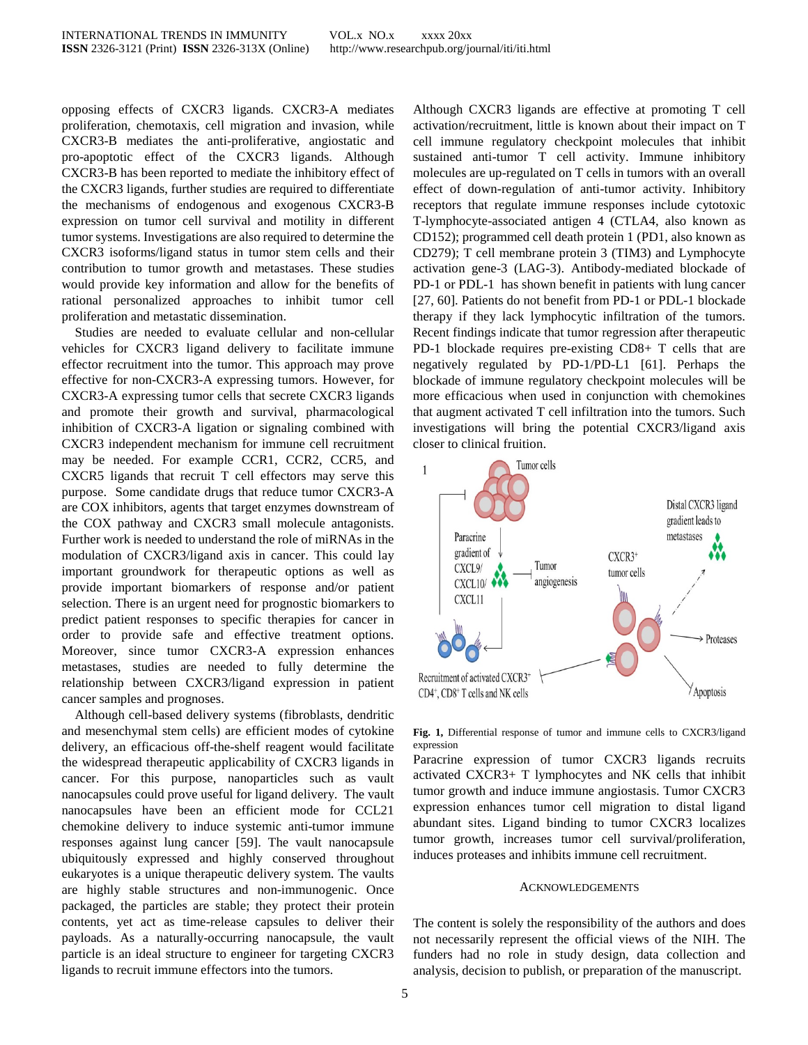opposing effects of CXCR3 ligands. CXCR3-A mediates proliferation, chemotaxis, cell migration and invasion, while CXCR3-B mediates the anti-proliferative, angiostatic and pro-apoptotic effect of the CXCR3 ligands. Although CXCR3-B has been reported to mediate the inhibitory effect of the CXCR3 ligands, further studies are required to differentiate the mechanisms of endogenous and exogenous CXCR3-B expression on tumor cell survival and motility in different tumor systems. Investigations are also required to determine the CXCR3 isoforms/ligand status in tumor stem cells and their contribution to tumor growth and metastases. These studies would provide key information and allow for the benefits of rational personalized approaches to inhibit tumor cell proliferation and metastatic dissemination.

Studies are needed to evaluate cellular and non-cellular vehicles for CXCR3 ligand delivery to facilitate immune effector recruitment into the tumor. This approach may prove effective for non-CXCR3-A expressing tumors. However, for CXCR3-A expressing tumor cells that secrete CXCR3 ligands and promote their growth and survival, pharmacological inhibition of CXCR3-A ligation or signaling combined with CXCR3 independent mechanism for immune cell recruitment may be needed. For example CCR1, CCR2, CCR5, and CXCR5 ligands that recruit T cell effectors may serve this purpose. Some candidate drugs that reduce tumor CXCR3-A are COX inhibitors, agents that target enzymes downstream of the COX pathway and CXCR3 small molecule antagonists. Further work is needed to understand the role of miRNAs in the modulation of CXCR3/ligand axis in cancer. This could lay important groundwork for therapeutic options as well as provide important biomarkers of response and/or patient selection. There is an urgent need for prognostic biomarkers to predict patient responses to specific therapies for cancer in order to provide safe and effective treatment options. Moreover, since tumor CXCR3-A expression enhances metastases, studies are needed to fully determine the relationship between CXCR3/ligand expression in patient cancer samples and prognoses.

Although cell-based delivery systems (fibroblasts, dendritic and mesenchymal stem cells) are efficient modes of cytokine delivery, an efficacious off-the-shelf reagent would facilitate the widespread therapeutic applicability of CXCR3 ligands in cancer. For this purpose, nanoparticles such as vault nanocapsules could prove useful for ligand delivery. The vault nanocapsules have been an efficient mode for CCL21 chemokine delivery to induce systemic anti-tumor immune responses against lung cancer [59]. The vault nanocapsule ubiquitously expressed and highly conserved throughout eukaryotes is a unique therapeutic delivery system. The vaults are highly stable structures and non-immunogenic. Once packaged, the particles are stable; they protect their protein contents, yet act as time-release capsules to deliver their payloads. As a naturally-occurring nanocapsule, the vault particle is an ideal structure to engineer for targeting CXCR3 ligands to recruit immune effectors into the tumors.

Although CXCR3 ligands are effective at promoting T cell activation/recruitment, little is known about their impact on T cell immune regulatory checkpoint molecules that inhibit sustained anti-tumor T cell activity. Immune inhibitory molecules are up-regulated on T cells in tumors with an overall effect of down-regulation of anti-tumor activity. Inhibitory receptors that regulate immune responses include cytotoxic T-lymphocyte-associated antigen 4 (CTLA4, also known as CD152); programmed cell death protein 1 (PD1, also known as CD279); T cell membrane protein 3 (TIM3) and Lymphocyte activation gene-3 (LAG-3). Antibody-mediated blockade of PD-1 or PDL-1 has shown benefit in patients with lung cancer [27, 60]. Patients do not benefit from PD-1 or PDL-1 blockade therapy if they lack lymphocytic infiltration of the tumors. Recent findings indicate that tumor regression after therapeutic PD-1 blockade requires pre-existing CD8+ T cells that are negatively regulated by PD-1/PD-L1 [61]. Perhaps the blockade of immune regulatory checkpoint molecules will be more efficacious when used in conjunction with chemokines that augment activated T cell infiltration into the tumors. Such investigations will bring the potential CXCR3/ligand axis closer to clinical fruition.

**Fig. 1,** Differential response of tumor and immune cells to CXCR3/ligand expression

Paracrine expression of tumor CXCR3 ligands recruits activated CXCR3+ T lymphocytes and NK cells that inhibit tumor growth and induce immune angiostasis. Tumor CXCR3 expression enhances tumor cell migration to distal ligand abundant sites. Ligand binding to tumor CXCR3 localizes tumor growth, increases tumor cell survival/proliferation, induces proteases and inhibits immune cell recruitment.

## ACKNOWLEDGEMENTS

The content is solely the responsibility of the authors and does not necessarily represent the official views of the NIH. The funders had no role in study design, data collection and analysis, decision to publish, or preparation of the manuscript.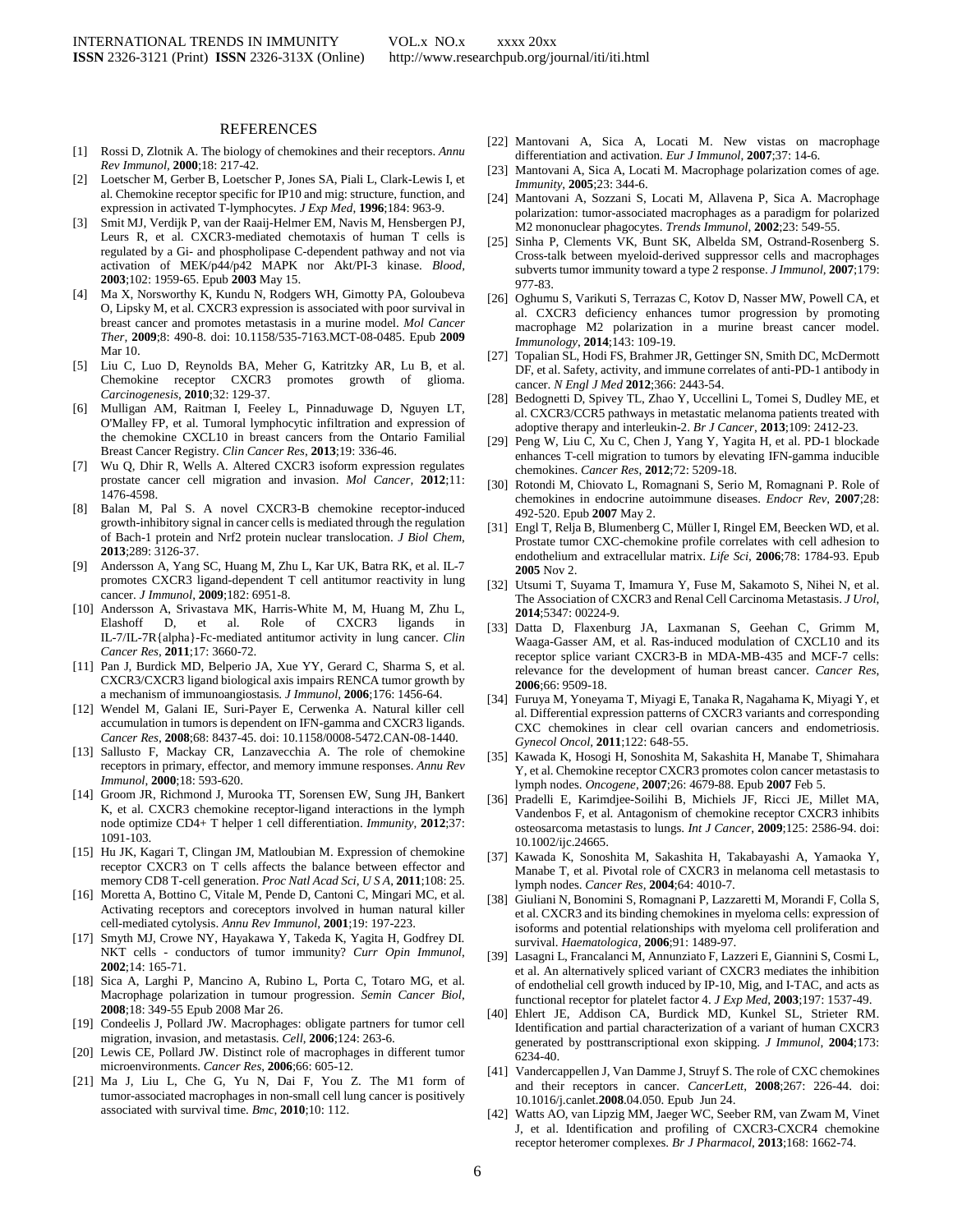## REFERENCES

[1] Rossi D, Zlotnik A. The biology of chemokines and their receptors. *Annu Rev Immunol*, **2000**;18: 217-42.

[2] Loetscher M, Gerber B, Loetscher P, Jones SA, Piali L, Clark-Lewis I, et al. Chemokine receptor specific for IP10 and mig: structure, function, and expression in activated T-lymphocytes. *J Exp Med*, **1996**;184: 963-9.

[3] Smit MJ, Verdijk P, van der Raaij-Helmer EM, Navis M, Hensbergen PJ, Leurs R, et al. CXCR3-mediated chemotaxis of human T cells is regulated by a Gi- and phospholipase C-dependent pathway and not via activation of MEK/p44/p42 MAPK nor Akt/PI-3 kinase. *Blood*, **2003**;102: 1959-65. Epub **2003** May 15.

[4] Ma X, Norsworthy K, Kundu N, Rodgers WH, Gimotty PA, Goloubeva O, Lipsky M, et al. CXCR3 expression is associated with poor survival in breast cancer and promotes metastasis in a murine model. *Mol Cancer Ther*, **2009**;8: 490-8. doi: 10.1158/535-7163.MCT-08-0485. Epub **2009** Mar 10.

[5] Liu C, Luo D, Reynolds BA, Meher G, Katritzky AR, Lu B, et al. Chemokine receptor CXCR3 promotes growth of glioma. *Carcinogenesis*, **2010**;32: 129-37.

[6] Mulligan AM, Raitman I, Feeley L, Pinnaduwage D, Nguyen LT, O'Malley FP, et al. Tumoral lymphocytic infiltration and expression of the chemokine CXCL10 in breast cancers from the Ontario Familial Breast Cancer Registry. *Clin Cancer Res*, **2013**;19: 336-46.

[7] Wu Q, Dhir R, Wells A. Altered CXCR3 isoform expression regulates prostate cancer cell migration and invasion. *Mol Cancer*, **2012**;11: 1476-4598.

[8] Balan M, Pal S. A novel CXCR3-B chemokine receptor-induced growth-inhibitory signal in cancer cells is mediated through the regulation of Bach-1 protein and Nrf2 protein nuclear translocation. *J Biol Chem*, **2013**;289: 3126-37.

[9] Andersson A, Yang SC, Huang M, Zhu L, Kar UK, Batra RK, et al. IL-7 promotes CXCR3 ligand-dependent T cell antitumor reactivity in lung cancer. *J Immunol*, **2009**;182: 6951-8.

[10] Andersson A, Srivastava MK, Harris-White M, M, Huang M, Zhu L, Elashoff D, et al. Role of CXCR3 ligands in IL-7/IL-7R{alpha}-Fc-mediated antitumor activity in lung cancer. *Clin Cancer Res*, **2011**;17: 3660-72.

[11] Pan J, Burdick MD, Belperio JA, Xue YY, Gerard C, Sharma S, et al. CXCR3/CXCR3 ligand biological axis impairs RENCA tumor growth by a mechanism of immunoangiostasis. *J Immunol*, **2006**;176: 1456-64.

[12] Wendel M, Galani IE, Suri-Payer E, Cerwenka A. Natural killer cell accumulation in tumors is dependent on IFN-gamma and CXCR3 ligands. *Cancer Res*, **2008**;68: 8437-45. doi: 10.1158/0008-5472.CAN-08-1440.

[13] Sallusto F, Mackay CR, Lanzavecchia A. The role of chemokine receptors in primary, effector, and memory immune responses. *Annu Rev Immunol*, **2000**;18: 593-620.

[14] Groom JR, Richmond J, Murooka TT, Sorensen EW, Sung JH, Bankert K, et al. CXCR3 chemokine receptor-ligand interactions in the lymph node optimize CD4+ T helper 1 cell differentiation. *Immunity*, **2012**;37: 1091-103.

[15] Hu JK, Kagari T, Clingan JM, Matloubian M. Expression of chemokine receptor CXCR3 on T cells affects the balance between effector and memory CD8 T-cell generation. *Proc Natl Acad Sci, U S A*, **2011**;108: 25.

[16] Moretta A, Bottino C, Vitale M, Pende D, Cantoni C, Mingari MC, et al. Activating receptors and coreceptors involved in human natural killer cell-mediated cytolysis. *Annu Rev Immunol*, **2001**;19: 197-223.

[17] Smyth MJ, Crowe NY, Hayakawa Y, Takeda K, Yagita H, Godfrey DI. NKT cells - conductors of tumor immunity? *Curr Opin Immunol*, **2002**;14: 165-71.

[18] Sica A, Larghi P, Mancino A, Rubino L, Porta C, Totaro MG, et al. Macrophage polarization in tumour progression. *Semin Cancer Biol*, **2008**;18: 349-55 Epub 2008 Mar 26.

[19] Condeelis J, Pollard JW. Macrophages: obligate partners for tumor cell migration, invasion, and metastasis. *Cell*, **2006**;124: 263-6.

[20] Lewis CE, Pollard JW. Distinct role of macrophages in different tumor microenvironments. *Cancer Res*, **2006**;66: 605-12.

[21] Ma J, Liu L, Che G, Yu N, Dai F, You Z. The M1 form of tumor-associated macrophages in non-small cell lung cancer is positively associated with survival time. *Bmc*, **2010**;10: 112.

[22] Mantovani A, Sica A, Locati M. New vistas on macrophage differentiation and activation. *Eur J Immunol*, **2007**;37: 14-6.

[23] Mantovani A, Sica A, Locati M. Macrophage polarization comes of age. *Immunity*, **2005**;23: 344-6.

[24] Mantovani A, Sozzani S, Locati M, Allavena P, Sica A. Macrophage polarization: tumor-associated macrophages as a paradigm for polarized M2 mononuclear phagocytes. *Trends Immunol*, **2002**;23: 549-55.

[25] Sinha P, Clements VK, Bunt SK, Albelda SM, Ostrand-Rosenberg S. Cross-talk between myeloid-derived suppressor cells and macrophages subverts tumor immunity toward a type 2 response. *J Immunol*, **2007**;179: 977-83.

[26] Oghumu S, Varikuti S, Terrazas C, Kotov D, Nasser MW, Powell CA, et al. CXCR3 deficiency enhances tumor progression by promoting macrophage M2 polarization in a murine breast cancer model. *Immunology*, **2014**;143: 109-19.

[27] Topalian SL, Hodi FS, Brahmer JR, Gettinger SN, Smith DC, McDermott DF, et al. Safety, activity, and immune correlates of anti-PD-1 antibody in cancer. *N Engl J Med* **2012**;366: 2443-54.

[28] Bedognetti D, Spivey TL, Zhao Y, Uccellini L, Tomei S, Dudley ME, et al. CXCR3/CCR5 pathways in metastatic melanoma patients treated with adoptive therapy and interleukin-2. *Br J Cancer*, **2013**;109: 2412-23.

[29] Peng W, Liu C, Xu C, Chen J, Yang Y, Yagita H, et al. PD-1 blockade enhances T-cell migration to tumors by elevating IFN-gamma inducible chemokines. *Cancer Res*, **2012**;72: 5209-18.

[30] Rotondi M, Chiovato L, Romagnani S, Serio M, Romagnani P. Role of chemokines in endocrine autoimmune diseases. *Endocr Rev*, **2007**;28: 492-520. Epub **2007** May 2.

[31] Engl T, Relja B, Blumenberg C, Müller I, Ringel EM, Beecken WD, et al. Prostate tumor CXC-chemokine profile correlates with cell adhesion to endothelium and extracellular matrix. *Life Sci*, **2006**;78: 1784-93. Epub **2005** Nov 2.

[32] Utsumi T, Suyama T, Imamura Y, Fuse M, Sakamoto S, Nihei N, et al. The Association of CXCR3 and Renal Cell Carcinoma Metastasis. *J Urol*, **2014**;5347: 00224-9.

[33] Datta D, Flaxenburg JA, Laxmanan S, Geehan C, Grimm M, Waaga-Gasser AM, et al. Ras-induced modulation of CXCL10 and its receptor splice variant CXCR3-B in MDA-MB-435 and MCF-7 cells: relevance for the development of human breast cancer. *Cancer Res*, **2006**;66: 9509-18.

[34] Furuya M, Yoneyama T, Miyagi E, Tanaka R, Nagahama K, Miyagi Y, et al. Differential expression patterns of CXCR3 variants and corresponding CXC chemokines in clear cell ovarian cancers and endometriosis. *Gynecol Oncol*, **2011**;122: 648-55.

[35] Kawada K, Hosogi H, Sonoshita M, Sakashita H, Manabe T, Shimahara Y, et al. Chemokine receptor CXCR3 promotes colon cancer metastasis to lymph nodes. *Oncogene*, **2007**;26: 4679-88. Epub **2007** Feb 5.

[36] Pradelli E, Karimdjee-Soilihi B, Michiels JF, Ricci JE, Millet MA, Vandenbos F, et al. Antagonism of chemokine receptor CXCR3 inhibits osteosarcoma metastasis to lungs. *Int J Cancer*, **2009**;125: 2586-94. doi: 10.1002/ijc.24665.

[37] Kawada K, Sonoshita M, Sakashita H, Takabayashi A, Yamaoka Y, Manabe T, et al. Pivotal role of CXCR3 in melanoma cell metastasis to lymph nodes. *Cancer Res*, **2004**;64: 4010-7.

[38] Giuliani N, Bonomini S, Romagnani P, Lazzaretti M, Morandi F, Colla S, et al. CXCR3 and its binding chemokines in myeloma cells: expression of isoforms and potential relationships with myeloma cell proliferation and survival. *Haematologica*, **2006**;91: 1489-97.

[39] Lasagni L, Francalanci M, Annunziato F, Lazzeri E, Giannini S, Cosmi L, et al. An alternatively spliced variant of CXCR3 mediates the inhibition of endothelial cell growth induced by IP-10, Mig, and I-TAC, and acts as functional receptor for platelet factor 4. *J Exp Med*, **2003**;197: 1537-49.

[40] Ehlert JE, Addison CA, Burdick MD, Kunkel SL, Strieter RM. Identification and partial characterization of a variant of human CXCR3 generated by posttranscriptional exon skipping. *J Immunol*, **2004**;173: 6234-40.

[41] Vandercappellen J, Van Damme J, Struyf S. The role of CXC chemokines and their receptors in cancer. *CancerLett*, **2008**;267: 226-44. doi: 10.1016/j.canlet.**2008**.04.050. Epub Jun 24.

[42] Watts AO, van Lipzig MM, Jaeger WC, Seeber RM, van Zwam M, Vinet J, et al. Identification and profiling of CXCR3-CXCR4 chemokine receptor heteromer complexes. *Br J Pharmacol*, **2013**;168: 1662-74.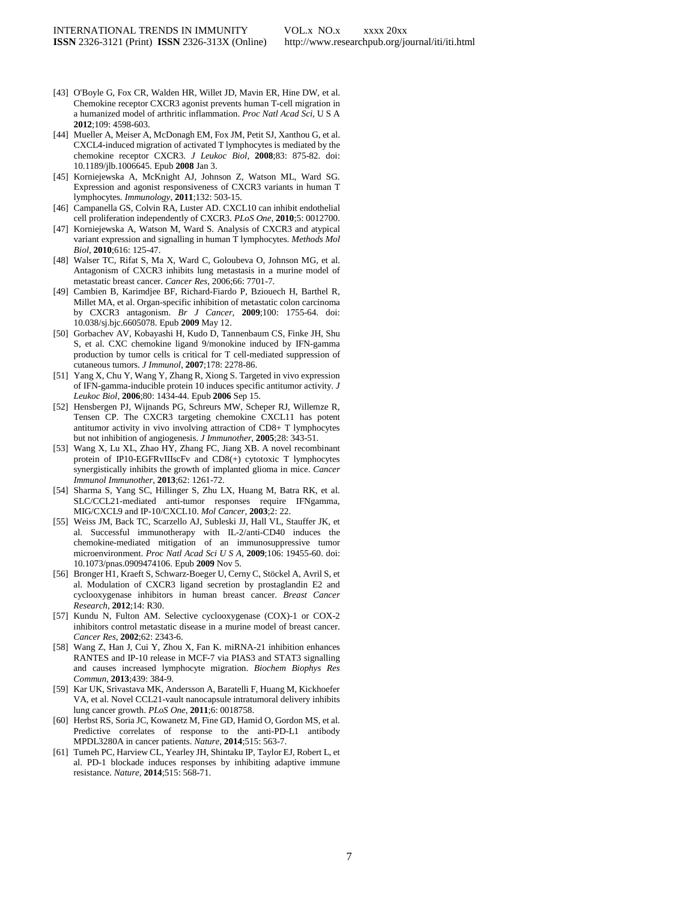[43] O'Boyle G, Fox CR, Walden HR, Willet JD, Mavin ER, Hine DW, et al. Chemokine receptor CXCR3 agonist prevents human T-cell migration in a humanized model of arthritic inflammation. *Proc Natl Acad Sci*, U S A **2012**;109: 4598-603.

[44] Mueller A, Meiser A, McDonagh EM, Fox JM, Petit SJ, Xanthou G, et al. CXCL4-induced migration of activated T lymphocytes is mediated by the chemokine receptor CXCR3. *J Leukoc Biol*, **2008**;83: 875-82. doi: 10.1189/jlb.1006645. Epub **2008** Jan 3.

[45] Korniejewska A, McKnight AJ, Johnson Z, Watson ML, Ward SG. Expression and agonist responsiveness of CXCR3 variants in human T lymphocytes. *Immunology*, **2011**;132: 503-15.

[46] Campanella GS, Colvin RA, Luster AD. CXCL10 can inhibit endothelial cell proliferation independently of CXCR3. *PLoS One*, **2010**;5: 0012700.

[47] Korniejewska A, Watson M, Ward S. Analysis of CXCR3 and atypical variant expression and signalling in human T lymphocytes. *Methods Mol Biol*, **2010**;616: 125-47.

[48] Walser TC, Rifat S, Ma X, Ward C, Goloubeva O, Johnson MG, et al. Antagonism of CXCR3 inhibits lung metastasis in a murine model of metastatic breast cancer. *Cancer Res*, 2006;66: 7701-7.

[49] Cambien B, Karimdjee BF, Richard-Fiardo P, Bziouech H, Barthel R, Millet MA, et al. Organ-specific inhibition of metastatic colon carcinoma by CXCR3 antagonism. *Br J Cancer*, **2009**;100: 1755-64. doi: 10.038/sj.bjc.6605078. Epub **2009** May 12.

[50] Gorbachev AV, Kobayashi H, Kudo D, Tannenbaum CS, Finke JH, Shu S, et al. CXC chemokine ligand 9/monokine induced by IFN-gamma production by tumor cells is critical for T cell-mediated suppression of cutaneous tumors. *J Immunol*, **2007**;178: 2278-86.

[51] Yang X, Chu Y, Wang Y, Zhang R, Xiong S. Targeted in vivo expression of IFN-gamma-inducible protein 10 induces specific antitumor activity. *J Leukoc Biol*, **2006**;80: 1434-44. Epub **2006** Sep 15.

[52] Hensbergen PJ, Wijnands PG, Schreurs MW, Scheper RJ, Willemze R, Tensen CP. The CXCR3 targeting chemokine CXCL11 has potent antitumor activity in vivo involving attraction of CD8+ T lymphocytes but not inhibition of angiogenesis. *J Immunother*, **2005**;28: 343-51.

[53] Wang X, Lu XL, Zhao HY, Zhang FC, Jiang XB. A novel recombinant protein of IP10-EGFRvIIIscFv and CD8(+) cytotoxic T lymphocytes synergistically inhibits the growth of implanted glioma in mice. *Cancer Immunol Immunother*, **2013**;62: 1261-72.

[54] Sharma S, Yang SC, Hillinger S, Zhu LX, Huang M, Batra RK, et al. SLC/CCL21-mediated anti-tumor responses require IFNgamma, MIG/CXCL9 and IP-10/CXCL10. *Mol Cancer*, **2003**;2: 22.

[55] Weiss JM, Back TC, Scarzello AJ, Subleski JJ, Hall VL, Stauffer JK, et al. Successful immunotherapy with IL-2/anti-CD40 induces the chemokine-mediated mitigation of an immunosuppressive tumor microenvironment. *Proc Natl Acad Sci U S A*, **2009**;106: 19455-60. doi: 10.1073/pnas.0909474106. Epub **2009** Nov 5.

[56] Bronger H1, Kraeft S, Schwarz-Boeger U, Cerny C, Stöckel A, Avril S, et al. Modulation of CXCR3 ligand secretion by prostaglandin E2 and cyclooxygenase inhibitors in human breast cancer. *Breast Cancer Research*, **2012**;14: R30.

[57] Kundu N, Fulton AM. Selective cyclooxygenase (COX)-1 or COX-2 inhibitors control metastatic disease in a murine model of breast cancer. *Cancer Res*, **2002**;62: 2343-6.

[58] Wang Z, Han J, Cui Y, Zhou X, Fan K. miRNA-21 inhibition enhances RANTES and IP-10 release in MCF-7 via PIAS3 and STAT3 signalling and causes increased lymphocyte migration. *Biochem Biophys Res Commun*, **2013**;439: 384-9.

[59] Kar UK, Srivastava MK, Andersson A, Baratelli F, Huang M, Kickhoefer VA, et al. Novel CCL21-vault nanocapsule intratumoral delivery inhibits lung cancer growth. *PLoS One*, **2011**;6: 0018758.

[60] Herbst RS, Soria JC, Kowanetz M, Fine GD, Hamid O, Gordon MS, et al. Predictive correlates of response to the anti-PD-L1 antibody MPDL3280A in cancer patients. *Nature*, **2014**;515: 563-7.

[61] Tumeh PC, Harview CL, Yearley JH, Shintaku IP, Taylor EJ, Robert L, et al. PD-1 blockade induces responses by inhibiting adaptive immune resistance. *Nature*, **2014**;515: 568-71.